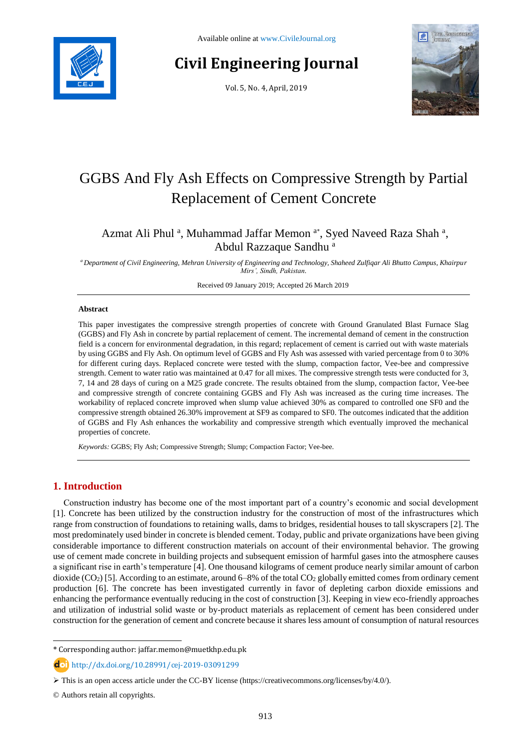Available online at www.CivileJournal.org

# Civil Engineering Journal

Vol. 5, No. 4, April, 2019

# GGBS And Fly Ash Effects on Compressive Strength by Partial Replacement of Cement Concrete

Azmat Ali Phul [a], Muhammad Jaffar Memon [a*], Syed Naveed Raza Shah [a], Abdul Razzaque Sandhu [a]

*[a] Department of Civil Engineering, Mehran University of Engineering and Technology, Shaheed Zulfiqar Ali Bhutto Campus, Khairpur Mirs', Sindh, Pakistan.*

Received 09 January 2019; Accepted 26 March 2019

---

**Abstract**

This paper investigates the compressive strength properties of concrete with Ground Granulated Blast Furnace Slag (GGBS) and Fly Ash in concrete by partial replacement of cement. The incremental demand of cement in the construction field is a concern for environmental degradation, in this regard; replacement of cement is carried out with waste materials by using GGBS and Fly Ash. On optimum level of GGBS and Fly Ash was assessed with varied percentage from 0 to 30% for different curing days. Replaced concrete were tested with the slump, compaction factor, Vee-bee and compressive strength. Cement to water ratio was maintained at 0.47 for all mixes. The compressive strength tests were conducted for 3, 7, 14 and 28 days of curing on a M25 grade concrete. The results obtained from the slump, compaction factor, Vee-bee and compressive strength of concrete containing GGBS and Fly Ash was increased as the curing time increases. The workability of replaced concrete improved when slump value achieved 30% as compared to controlled one SF0 and the compressive strength obtained 26.30% improvement at SF9 as compared to SF0. The outcomes indicated that the addition of GGBS and Fly Ash enhances the workability and compressive strength which eventually improved the mechanical properties of concrete.

*Keywords:* GGBS; Fly Ash; Compressive Strength; Slump; Compaction Factor; Vee-bee.

---

## 1. Introduction

Construction industry has become one of the most important part of a country's economic and social development [1]. Concrete has been utilized by the construction industry for the construction of most of the infrastructures which range from construction of foundations to retaining walls, dams to bridges, residential houses to tall skyscrapers [2]. The most predominately used binder in concrete is blended cement. Today, public and private organizations have been giving considerable importance to different construction materials on account of their environmental behavior. The growing use of cement made concrete in building projects and subsequent emission of harmful gases into the atmosphere causes a significant rise in earth's temperature [4]. One thousand kilograms of cement produce nearly similar amount of carbon dioxide ($CO_2$) [5]. According to an estimate, around 6–8% of the total $CO_2$ globally emitted comes from ordinary cement production [6]. The concrete has been investigated currently in favor of depleting carbon dioxide emissions and enhancing the performance eventually reducing in the cost of construction [3]. Keeping in view eco-friendly approaches and utilization of industrial solid waste or by-product materials as replacement of cement has been considered under construction for the generation of cement and concrete because it shares less amount of consumption of natural resources

---

\* Corresponding author: jaffar.memon@muetkhp.edu.pk

http://dx.doi.org/10.28991/cej-2019-03091299

➢ This is an open access article under the CC-BY license (https://creativecommons.org/licenses/by/4.0/).

© Authors retain all copyrights.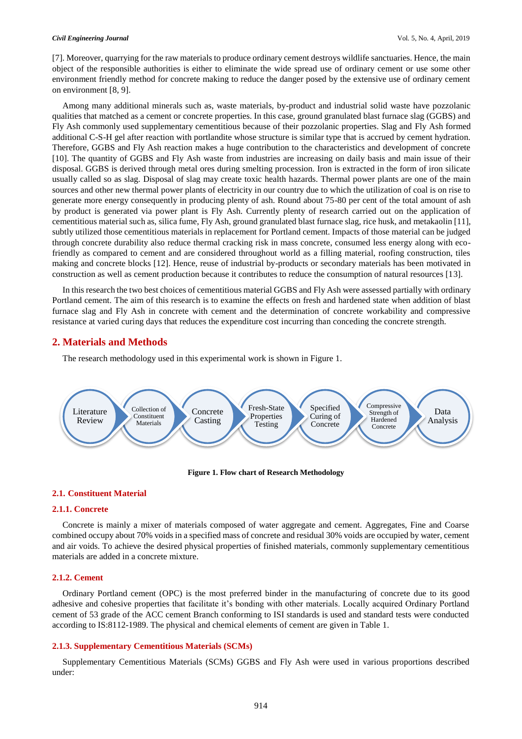[7]. Moreover, quarrying for the raw materials to produce ordinary cement destroys wildlife sanctuaries. Hence, the main object of the responsible authorities is either to eliminate the wide spread use of ordinary cement or use some other environment friendly method for concrete making to reduce the danger posed by the extensive use of ordinary cement on environment [8, 9].

Among many additional minerals such as, waste materials, by-product and industrial solid waste have pozzolanic qualities that matched as a cement or concrete properties. In this case, ground granulated blast furnace slag (GGBS) and Fly Ash commonly used supplementary cementitious because of their pozzolanic properties. Slag and Fly Ash formed additional C-S-H gel after reaction with portlandite whose structure is similar type that is accrued by cement hydration. Therefore, GGBS and Fly Ash reaction makes a huge contribution to the characteristics and development of concrete [10]. The quantity of GGBS and Fly Ash waste from industries are increasing on daily basis and main issue of their disposal. GGBS is derived through metal ores during smelting procession. Iron is extracted in the form of iron silicate usually called so as slag. Disposal of slag may create toxic health hazards. Thermal power plants are one of the main sources and other new thermal power plants of electricity in our country due to which the utilization of coal is on rise to generate more energy consequently in producing plenty of ash. Round about 75-80 per cent of the total amount of ash by product is generated via power plant is Fly Ash. Currently plenty of research carried out on the application of cementitious material such as, silica fume, Fly Ash, ground granulated blast furnace slag, rice husk, and metakaolin [11], subtly utilized those cementitious materials in replacement for Portland cement. Impacts of those material can be judged through concrete durability also reduce thermal cracking risk in mass concrete, consumed less energy along with eco-friendly as compared to cement and are considered throughout world as a filling material, roofing construction, tiles making and concrete blocks [12]. Hence, reuse of industrial by-products or secondary materials has been motivated in construction as well as cement production because it contributes to reduce the consumption of natural resources [13].

In this research the two best choices of cementitious material GGBS and Fly Ash were assessed partially with ordinary Portland cement. The aim of this research is to examine the effects on fresh and hardened state when addition of blast furnace slag and Fly Ash in concrete with cement and the determination of concrete workability and compressive resistance at varied curing days that reduces the expenditure cost incurring than conceding the concrete strength.

## 2. Materials and Methods

The research methodology used in this experimental work is shown in Figure 1.

Literature Review → Collection of Constituent Materials → Concrete Casting → Fresh-State Properties Testing → Specified Curing of Concrete → Compressive Strength of Hardened Concrete → Data Analysis

**Figure 1. Flow chart of Research Methodology**

### 2.1. Constituent Material

#### 2.1.1. Concrete

Concrete is mainly a mixer of materials composed of water aggregate and cement. Aggregates, Fine and Coarse combined occupy about 70% voids in a specified mass of concrete and residual 30% voids are occupied by water, cement and air voids. To achieve the desired physical properties of finished materials, commonly supplementary cementitious materials are added in a concrete mixture.

#### 2.1.2. Cement

Ordinary Portland cement (OPC) is the most preferred binder in the manufacturing of concrete due to its good adhesive and cohesive properties that facilitate it's bonding with other materials. Locally acquired Ordinary Portland cement of 53 grade of the ACC cement Branch conforming to ISI standards is used and standard tests were conducted according to IS:8112-1989. The physical and chemical elements of cement are given in Table 1.

#### 2.1.3. Supplementary Cementitious Materials (SCMs)

Supplementary Cementitious Materials (SCMs) GGBS and Fly Ash were used in various proportions described under: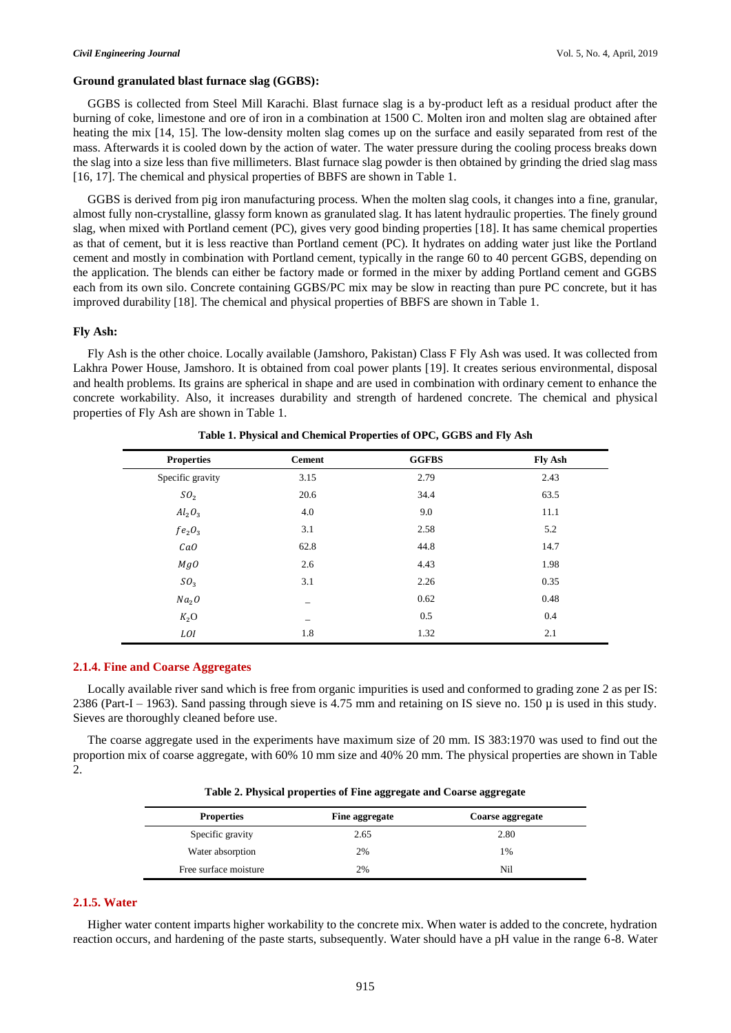#### Ground granulated blast furnace slag (GGBS):

GGBS is collected from Steel Mill Karachi. Blast furnace slag is a by-product left as a residual product after the burning of coke, limestone and ore of iron in a combination at 1500 C. Molten iron and molten slag are obtained after heating the mix [14, 15]. The low-density molten slag comes up on the surface and easily separated from rest of the mass. Afterwards it is cooled down by the action of water. The water pressure during the cooling process breaks down the slag into a size less than five millimeters. Blast furnace slag powder is then obtained by grinding the dried slag mass [16, 17]. The chemical and physical properties of BBFS are shown in Table 1.

GGBS is derived from pig iron manufacturing process. When the molten slag cools, it changes into a fine, granular, almost fully non-crystalline, glassy form known as granulated slag. It has latent hydraulic properties. The finely ground slag, when mixed with Portland cement (PC), gives very good binding properties [18]. It has same chemical properties as that of cement, but it is less reactive than Portland cement (PC). It hydrates on adding water just like the Portland cement and mostly in combination with Portland cement, typically in the range 60 to 40 percent GGBS, depending on the application. The blends can either be factory made or formed in the mixer by adding Portland cement and GGBS each from its own silo. Concrete containing GGBS/PC mix may be slow in reacting than pure PC concrete, but it has improved durability [18]. The chemical and physical properties of BBFS are shown in Table 1.

#### Fly Ash:

Fly Ash is the other choice. Locally available (Jamshoro, Pakistan) Class F Fly Ash was used. It was collected from Lakhra Power House, Jamshoro. It is obtained from coal power plants [19]. It creates serious environmental, disposal and health problems. Its grains are spherical in shape and are used in combination with ordinary cement to enhance the concrete workability. Also, it increases durability and strength of hardened concrete. The chemical and physical properties of Fly Ash are shown in Table 1.

**Table 1. Physical and Chemical Properties of OPC, GGBS and Fly Ash**

| Properties | Cement | GGFBS | Fly Ash |
|---|---|---|---|
| Specific gravity | 3.15 | 2.79 | 2.43 |
| $SO_2$ | 20.6 | 34.4 | 63.5 |
| $Al_2O_3$ | 4.0 | 9.0 | 11.1 |
| $fe_2O_3$ | 3.1 | 2.58 | 5.2 |
| $CaO$ | 62.8 | 44.8 | 14.7 |
| $MgO$ | 2.6 | 4.43 | 1.98 |
| $SO_3$ | 3.1 | 2.26 | 0.35 |
| $Na_2O$ | – | 0.62 | 0.48 |
| $K_2O$ | – | 0.5 | 0.4 |
| $LOI$ | 1.8 | 1.32 | 2.1 |

### 2.1.4. Fine and Coarse Aggregates

Locally available river sand which is free from organic impurities is used and conformed to grading zone 2 as per IS: 2386 (Part-I – 1963). Sand passing through sieve is 4.75 mm and retaining on IS sieve no. 150 µ is used in this study. Sieves are thoroughly cleaned before use.

The coarse aggregate used in the experiments have maximum size of 20 mm. IS 383:1970 was used to find out the proportion mix of coarse aggregate, with 60% 10 mm size and 40% 20 mm. The physical properties are shown in Table 2.

**Table 2. Physical properties of Fine aggregate and Coarse aggregate**

| Properties | Fine aggregate | Coarse aggregate |
|---|---|---|
| Specific gravity | 2.65 | 2.80 |
| Water absorption | 2% | 1% |
| Free surface moisture | 2% | Nil |

### 2.1.5. Water

Higher water content imparts higher workability to the concrete mix. When water is added to the concrete, hydration reaction occurs, and hardening of the paste starts, subsequently. Water should have a pH value in the range 6-8. Water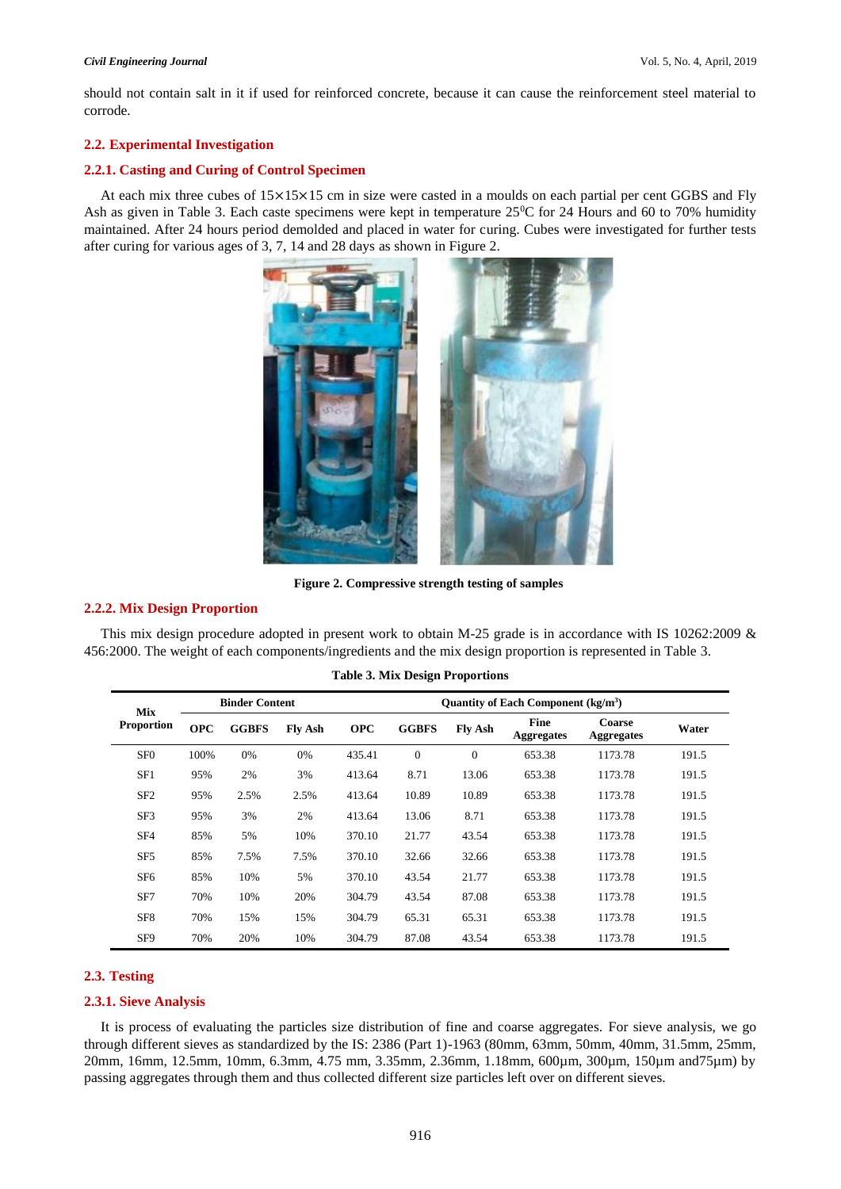should not contain salt in it if used for reinforced concrete, because it can cause the reinforcement steel material to corrode.

## 2.2. Experimental Investigation

### 2.2.1. Casting and Curing of Control Specimen

At each mix three cubes of 15×15×15 cm in size were casted in a moulds on each partial per cent GGBS and Fly Ash as given in Table 3. Each caste specimens were kept in temperature 25$^0$C for 24 Hours and 60 to 70% humidity maintained. After 24 hours period demolded and placed in water for curing. Cubes were investigated for further tests after curing for various ages of 3, 7, 14 and 28 days as shown in Figure 2.

**Figure 2. Compressive strength testing of samples**

### 2.2.2. Mix Design Proportion

This mix design procedure adopted in present work to obtain M-25 grade is in accordance with IS 10262:2009 & 456:2000. The weight of each components/ingredients and the mix design proportion is represented in Table 3.

**Table 3. Mix Design Proportions**

| Mix Proportion | Binder Content | | | Quantity of Each Component (kg/m$^3$) | | | | | |
|---|---|---|---|---|---|---|---|---|---|
| | OPC | GGBFS | Fly Ash | OPC | GGBFS | Fly Ash | Fine Aggregates | Coarse Aggregates | Water |
| SF0 | 100% | 0% | 0% | 435.41 | 0 | 0 | 653.38 | 1173.78 | 191.5 |
| SF1 | 95% | 2% | 3% | 413.64 | 8.71 | 13.06 | 653.38 | 1173.78 | 191.5 |
| SF2 | 95% | 2.5% | 2.5% | 413.64 | 10.89 | 10.89 | 653.38 | 1173.78 | 191.5 |
| SF3 | 95% | 3% | 2% | 413.64 | 13.06 | 8.71 | 653.38 | 1173.78 | 191.5 |
| SF4 | 85% | 5% | 10% | 370.10 | 21.77 | 43.54 | 653.38 | 1173.78 | 191.5 |
| SF5 | 85% | 7.5% | 7.5% | 370.10 | 32.66 | 32.66 | 653.38 | 1173.78 | 191.5 |
| SF6 | 85% | 10% | 5% | 370.10 | 43.54 | 21.77 | 653.38 | 1173.78 | 191.5 |
| SF7 | 70% | 10% | 20% | 304.79 | 43.54 | 87.08 | 653.38 | 1173.78 | 191.5 |
| SF8 | 70% | 15% | 15% | 304.79 | 65.31 | 65.31 | 653.38 | 1173.78 | 191.5 |
| SF9 | 70% | 20% | 10% | 304.79 | 87.08 | 43.54 | 653.38 | 1173.78 | 191.5 |

## 2.3. Testing

### 2.3.1. Sieve Analysis

It is process of evaluating the particles size distribution of fine and coarse aggregates. For sieve analysis, we go through different sieves as standardized by the IS: 2386 (Part 1)-1963 (80mm, 63mm, 50mm, 40mm, 31.5mm, 25mm, 20mm, 16mm, 12.5mm, 10mm, 6.3mm, 4.75 mm, 3.35mm, 2.36mm, 1.18mm, 600µm, 300µm, 150µm and75µm) by passing aggregates through them and thus collected different size particles left over on different sieves.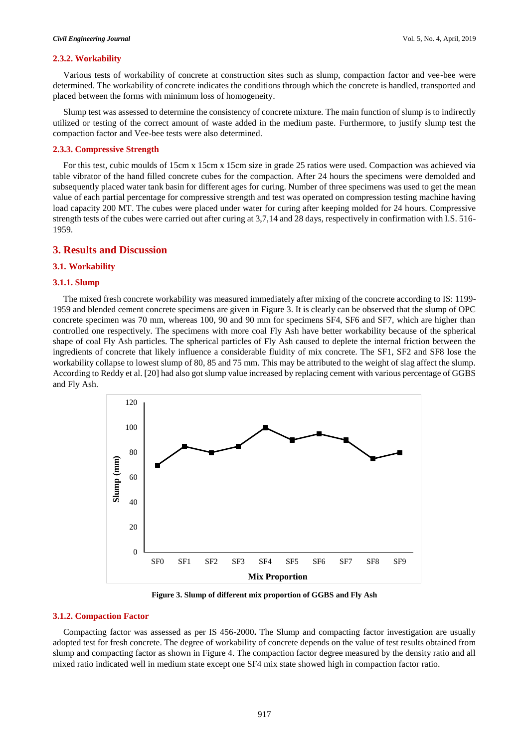#### 2.3.2. Workability

Various tests of workability of concrete at construction sites such as slump, compaction factor and vee-bee were determined. The workability of concrete indicates the conditions through which the concrete is handled, transported and placed between the forms with minimum loss of homogeneity.

Slump test was assessed to determine the consistency of concrete mixture. The main function of slump is to indirectly utilized or testing of the correct amount of waste added in the medium paste. Furthermore, to justify slump test the compaction factor and Vee-bee tests were also determined.

#### 2.3.3. Compressive Strength

For this test, cubic moulds of 15cm x 15cm x 15cm size in grade 25 ratios were used. Compaction was achieved via table vibrator of the hand filled concrete cubes for the compaction. After 24 hours the specimens were demolded and subsequently placed water tank basin for different ages for curing. Number of three specimens was used to get the mean value of each partial percentage for compressive strength and test was operated on compression testing machine having load capacity 200 MT. The cubes were placed under water for curing after keeping molded for 24 hours. Compressive strength tests of the cubes were carried out after curing at 3,7,14 and 28 days, respectively in confirmation with I.S. 516-1959.

## 3. Results and Discussion

### 3.1. Workability

#### 3.1.1. Slump

The mixed fresh concrete workability was measured immediately after mixing of the concrete according to IS: 1199-1959 and blended cement concrete specimens are given in Figure 3. It is clearly can be observed that the slump of OPC concrete specimen was 70 mm, whereas 100, 90 and 90 mm for specimens SF4, SF6 and SF7, which are higher than controlled one respectively. The specimens with more coal Fly Ash have better workability because of the spherical shape of coal Fly Ash particles. The spherical particles of Fly Ash caused to deplete the internal friction between the ingredients of concrete that likely influence a considerable fluidity of mix concrete. The SF1, SF2 and SF8 lose the workability collapse to lowest slump of 80, 85 and 75 mm. This may be attributed to the weight of slag affect the slump. According to Reddy et al. [20] had also got slump value increased by replacing cement with various percentage of GGBS and Fly Ash.

**Figure 3. Slump of different mix proportion of GGBS and Fly Ash**

#### 3.1.2. Compaction Factor

Compacting factor was assessed as per IS 456-2000**.** The Slump and compacting factor investigation are usually adopted test for fresh concrete. The degree of workability of concrete depends on the value of test results obtained from slump and compacting factor as shown in Figure 4. The compaction factor degree measured by the density ratio and all mixed ratio indicated well in medium state except one SF4 mix state showed high in compaction factor ratio.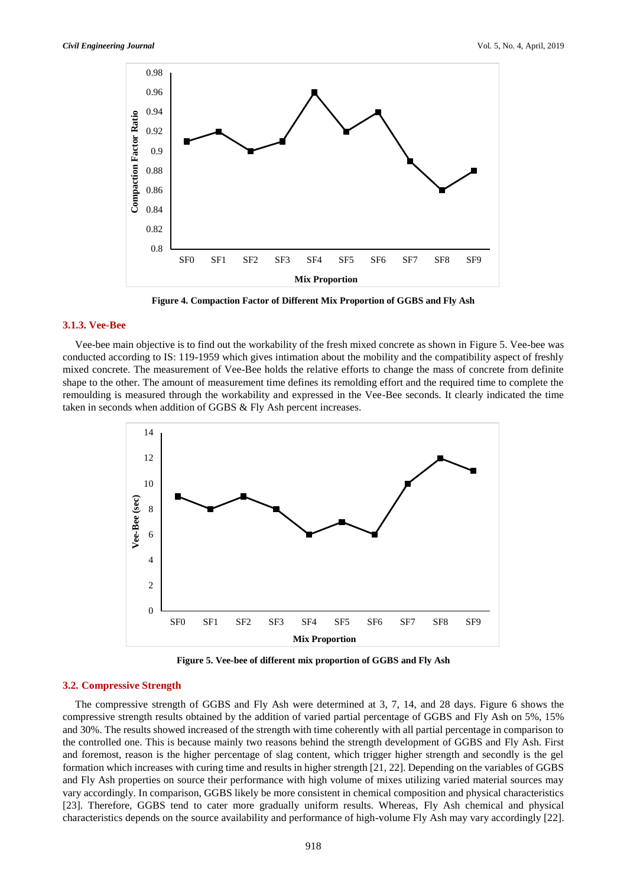Figure 4. Compaction Factor of Different Mix Proportion of GGBS and Fly Ash

### 3.1.3. Vee-Bee

Vee-bee main objective is to find out the workability of the fresh mixed concrete as shown in Figure 5. Vee-bee was conducted according to IS: 119-1959 which gives intimation about the mobility and the compatibility aspect of freshly mixed concrete. The measurement of Vee-Bee holds the relative efforts to change the mass of concrete from definite shape to the other. The amount of measurement time defines its remolding effort and the required time to complete the remoulding is measured through the workability and expressed in the Vee-Bee seconds. It clearly indicated the time taken in seconds when addition of GGBS & Fly Ash percent increases.

Figure 5. Vee-bee of different mix proportion of GGBS and Fly Ash

## 3.2. Compressive Strength

The compressive strength of GGBS and Fly Ash were determined at 3, 7, 14, and 28 days. Figure 6 shows the compressive strength results obtained by the addition of varied partial percentage of GGBS and Fly Ash on 5%, 15% and 30%. The results showed increased of the strength with time coherently with all partial percentage in comparison to the controlled one. This is because mainly two reasons behind the strength development of GGBS and Fly Ash. First and foremost, reason is the higher percentage of slag content, which trigger higher strength and secondly is the gel formation which increases with curing time and results in higher strength [21, 22]. Depending on the variables of GGBS and Fly Ash properties on source their performance with high volume of mixes utilizing varied material sources may vary accordingly. In comparison, GGBS likely be more consistent in chemical composition and physical characteristics [23]. Therefore, GGBS tend to cater more gradually uniform results. Whereas, Fly Ash chemical and physical characteristics depends on the source availability and performance of high-volume Fly Ash may vary accordingly [22].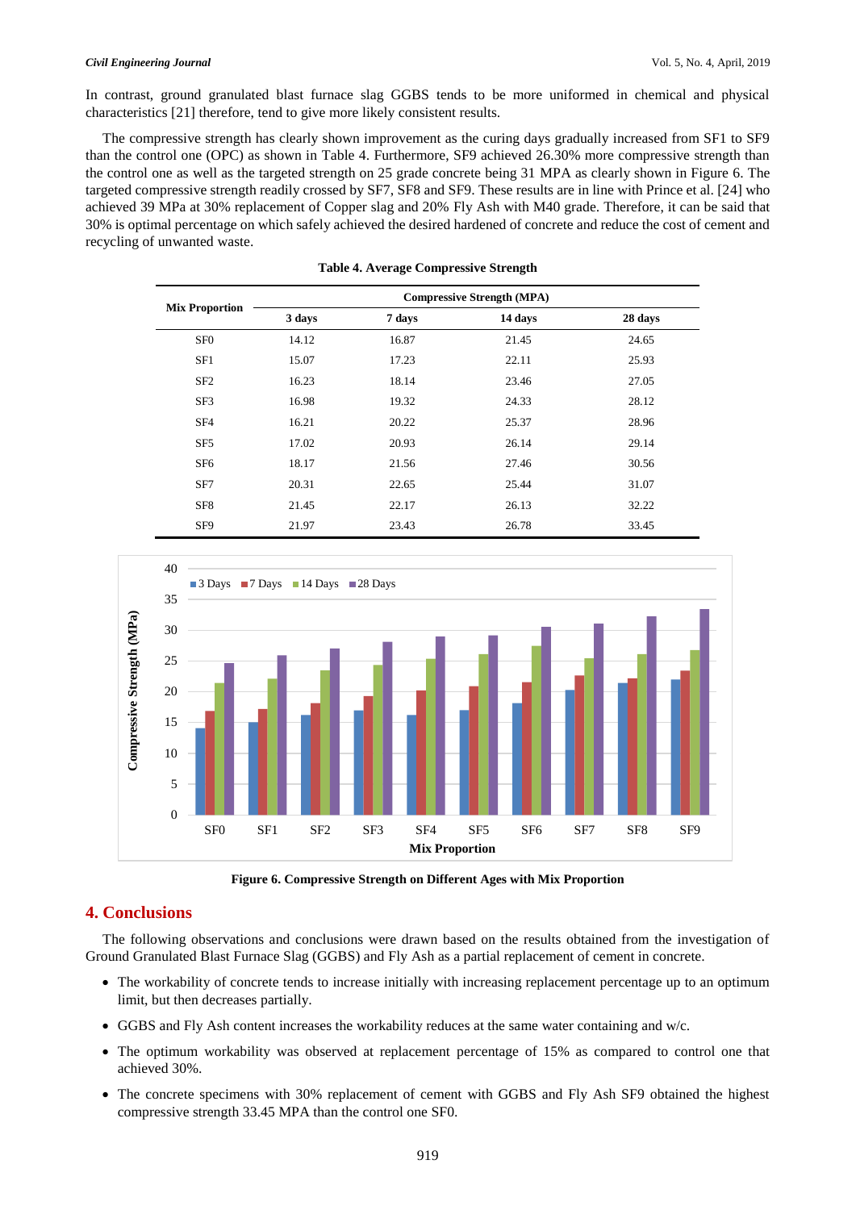In contrast, ground granulated blast furnace slag GGBS tends to be more uniformed in chemical and physical characteristics [21] therefore, tend to give more likely consistent results.

The compressive strength has clearly shown improvement as the curing days gradually increased from SF1 to SF9 than the control one (OPC) as shown in Table 4. Furthermore, SF9 achieved 26.30% more compressive strength than the control one as well as the targeted strength on 25 grade concrete being 31 MPA as clearly shown in Figure 6. The targeted compressive strength readily crossed by SF7, SF8 and SF9. These results are in line with Prince et al. [24] who achieved 39 MPa at 30% replacement of Copper slag and 20% Fly Ash with M40 grade. Therefore, it can be said that 30% is optimal percentage on which safely achieved the desired hardened of concrete and reduce the cost of cement and recycling of unwanted waste.

**Table 4. Average Compressive Strength**

| Mix Proportion | Compressive Strength (MPA) | | | |
|---|---|---|---|---|
| | 3 days | 7 days | 14 days | 28 days |
| SF0 | 14.12 | 16.87 | 21.45 | 24.65 |
| SF1 | 15.07 | 17.23 | 22.11 | 25.93 |
| SF2 | 16.23 | 18.14 | 23.46 | 27.05 |
| SF3 | 16.98 | 19.32 | 24.33 | 28.12 |
| SF4 | 16.21 | 20.22 | 25.37 | 28.96 |
| SF5 | 17.02 | 20.93 | 26.14 | 29.14 |
| SF6 | 18.17 | 21.56 | 27.46 | 30.56 |
| SF7 | 20.31 | 22.65 | 25.44 | 31.07 |
| SF8 | 21.45 | 22.17 | 26.13 | 32.22 |
| SF9 | 21.97 | 23.43 | 26.78 | 33.45 |

**Figure 6. Compressive Strength on Different Ages with Mix Proportion**

## 4. Conclusions

The following observations and conclusions were drawn based on the results obtained from the investigation of Ground Granulated Blast Furnace Slag (GGBS) and Fly Ash as a partial replacement of cement in concrete.

- The workability of concrete tends to increase initially with increasing replacement percentage up to an optimum limit, but then decreases partially.
- GGBS and Fly Ash content increases the workability reduces at the same water containing and w/c.
- The optimum workability was observed at replacement percentage of 15% as compared to control one that achieved 30%.
- The concrete specimens with 30% replacement of cement with GGBS and Fly Ash SF9 obtained the highest compressive strength 33.45 MPA than the control one SF0.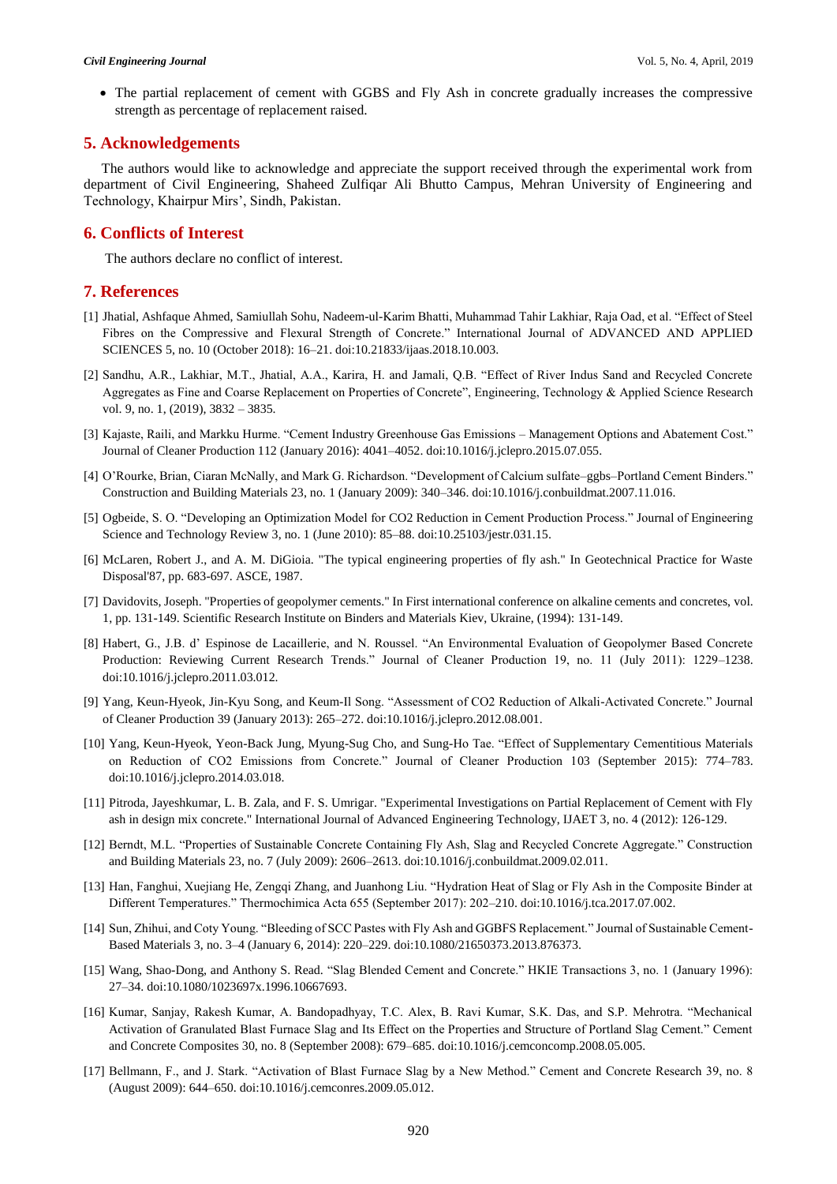- The partial replacement of cement with GGBS and Fly Ash in concrete gradually increases the compressive strength as percentage of replacement raised.

## 5. Acknowledgements

The authors would like to acknowledge and appreciate the support received through the experimental work from department of Civil Engineering, Shaheed Zulfiqar Ali Bhutto Campus, Mehran University of Engineering and Technology, Khairpur Mirs', Sindh, Pakistan.

## 6. Conflicts of Interest

The authors declare no conflict of interest.

## 7. References

[1] Jhatial, Ashfaque Ahmed, Samiullah Sohu, Nadeem-ul-Karim Bhatti, Muhammad Tahir Lakhiar, Raja Oad, et al. "Effect of Steel Fibres on the Compressive and Flexural Strength of Concrete." International Journal of ADVANCED AND APPLIED SCIENCES 5, no. 10 (October 2018): 16–21. doi:10.21833/ijaas.2018.10.003.

[2] Sandhu, A.R., Lakhiar, M.T., Jhatial, A.A., Karira, H. and Jamali, Q.B. "Effect of River Indus Sand and Recycled Concrete Aggregates as Fine and Coarse Replacement on Properties of Concrete", Engineering, Technology & Applied Science Research vol. 9, no. 1, (2019), 3832 – 3835.

[3] Kajaste, Raili, and Markku Hurme. "Cement Industry Greenhouse Gas Emissions – Management Options and Abatement Cost." Journal of Cleaner Production 112 (January 2016): 4041–4052. doi:10.1016/j.jclepro.2015.07.055.

[4] O'Rourke, Brian, Ciaran McNally, and Mark G. Richardson. "Development of Calcium sulfate–ggbs–Portland Cement Binders." Construction and Building Materials 23, no. 1 (January 2009): 340–346. doi:10.1016/j.conbuildmat.2007.11.016.

[5] Ogbeide, S. O. "Developing an Optimization Model for CO2 Reduction in Cement Production Process." Journal of Engineering Science and Technology Review 3, no. 1 (June 2010): 85–88. doi:10.25103/jestr.031.15.

[6] McLaren, Robert J., and A. M. DiGioia. "The typical engineering properties of fly ash." In Geotechnical Practice for Waste Disposal'87, pp. 683-697. ASCE, 1987.

[7] Davidovits, Joseph. "Properties of geopolymer cements." In First international conference on alkaline cements and concretes, vol. 1, pp. 131-149. Scientific Research Institute on Binders and Materials Kiev, Ukraine, (1994): 131-149.

[8] Habert, G., J.B. d' Espinose de Lacaillerie, and N. Roussel. "An Environmental Evaluation of Geopolymer Based Concrete Production: Reviewing Current Research Trends." Journal of Cleaner Production 19, no. 11 (July 2011): 1229–1238. doi:10.1016/j.jclepro.2011.03.012.

[9] Yang, Keun-Hyeok, Jin-Kyu Song, and Keum-Il Song. "Assessment of CO2 Reduction of Alkali-Activated Concrete." Journal of Cleaner Production 39 (January 2013): 265–272. doi:10.1016/j.jclepro.2012.08.001.

[10] Yang, Keun-Hyeok, Yeon-Back Jung, Myung-Sug Cho, and Sung-Ho Tae. "Effect of Supplementary Cementitious Materials on Reduction of CO2 Emissions from Concrete." Journal of Cleaner Production 103 (September 2015): 774–783. doi:10.1016/j.jclepro.2014.03.018.

[11] Pitroda, Jayeshkumar, L. B. Zala, and F. S. Umrigar. "Experimental Investigations on Partial Replacement of Cement with Fly ash in design mix concrete." International Journal of Advanced Engineering Technology, IJAET 3, no. 4 (2012): 126-129.

[12] Berndt, M.L. "Properties of Sustainable Concrete Containing Fly Ash, Slag and Recycled Concrete Aggregate." Construction and Building Materials 23, no. 7 (July 2009): 2606–2613. doi:10.1016/j.conbuildmat.2009.02.011.

[13] Han, Fanghui, Xuejiang He, Zengqi Zhang, and Juanhong Liu. "Hydration Heat of Slag or Fly Ash in the Composite Binder at Different Temperatures." Thermochimica Acta 655 (September 2017): 202–210. doi:10.1016/j.tca.2017.07.002.

[14] Sun, Zhihui, and Coty Young. "Bleeding of SCC Pastes with Fly Ash and GGBFS Replacement." Journal of Sustainable Cement-Based Materials 3, no. 3–4 (January 6, 2014): 220–229. doi:10.1080/21650373.2013.876373.

[15] Wang, Shao-Dong, and Anthony S. Read. "Slag Blended Cement and Concrete." HKIE Transactions 3, no. 1 (January 1996): 27–34. doi:10.1080/1023697x.1996.10667693.

[16] Kumar, Sanjay, Rakesh Kumar, A. Bandopadhyay, T.C. Alex, B. Ravi Kumar, S.K. Das, and S.P. Mehrotra. "Mechanical Activation of Granulated Blast Furnace Slag and Its Effect on the Properties and Structure of Portland Slag Cement." Cement and Concrete Composites 30, no. 8 (September 2008): 679–685. doi:10.1016/j.cemconcomp.2008.05.005.

[17] Bellmann, F., and J. Stark. "Activation of Blast Furnace Slag by a New Method." Cement and Concrete Research 39, no. 8 (August 2009): 644–650. doi:10.1016/j.cemconres.2009.05.012.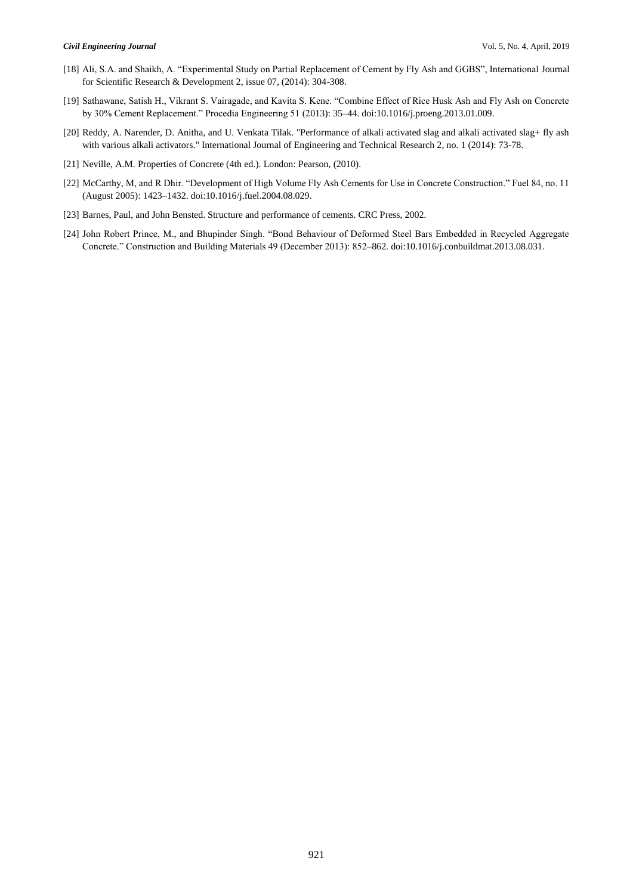[18] Ali, S.A. and Shaikh, A. "Experimental Study on Partial Replacement of Cement by Fly Ash and GGBS", International Journal for Scientific Research & Development 2, issue 07, (2014): 304-308.

[19] Sathawane, Satish H., Vikrant S. Vairagade, and Kavita S. Kene. "Combine Effect of Rice Husk Ash and Fly Ash on Concrete by 30% Cement Replacement." Procedia Engineering 51 (2013): 35–44. doi:10.1016/j.proeng.2013.01.009.

[20] Reddy, A. Narender, D. Anitha, and U. Venkata Tilak. "Performance of alkali activated slag and alkali activated slag+ fly ash with various alkali activators." International Journal of Engineering and Technical Research 2, no. 1 (2014): 73-78.

[21] Neville, A.M. Properties of Concrete (4th ed.). London: Pearson, (2010).

[22] McCarthy, M, and R Dhir. "Development of High Volume Fly Ash Cements for Use in Concrete Construction." Fuel 84, no. 11 (August 2005): 1423–1432. doi:10.1016/j.fuel.2004.08.029.

[23] Barnes, Paul, and John Bensted. Structure and performance of cements. CRC Press, 2002.

[24] John Robert Prince, M., and Bhupinder Singh. "Bond Behaviour of Deformed Steel Bars Embedded in Recycled Aggregate Concrete." Construction and Building Materials 49 (December 2013): 852–862. doi:10.1016/j.conbuildmat.2013.08.031.